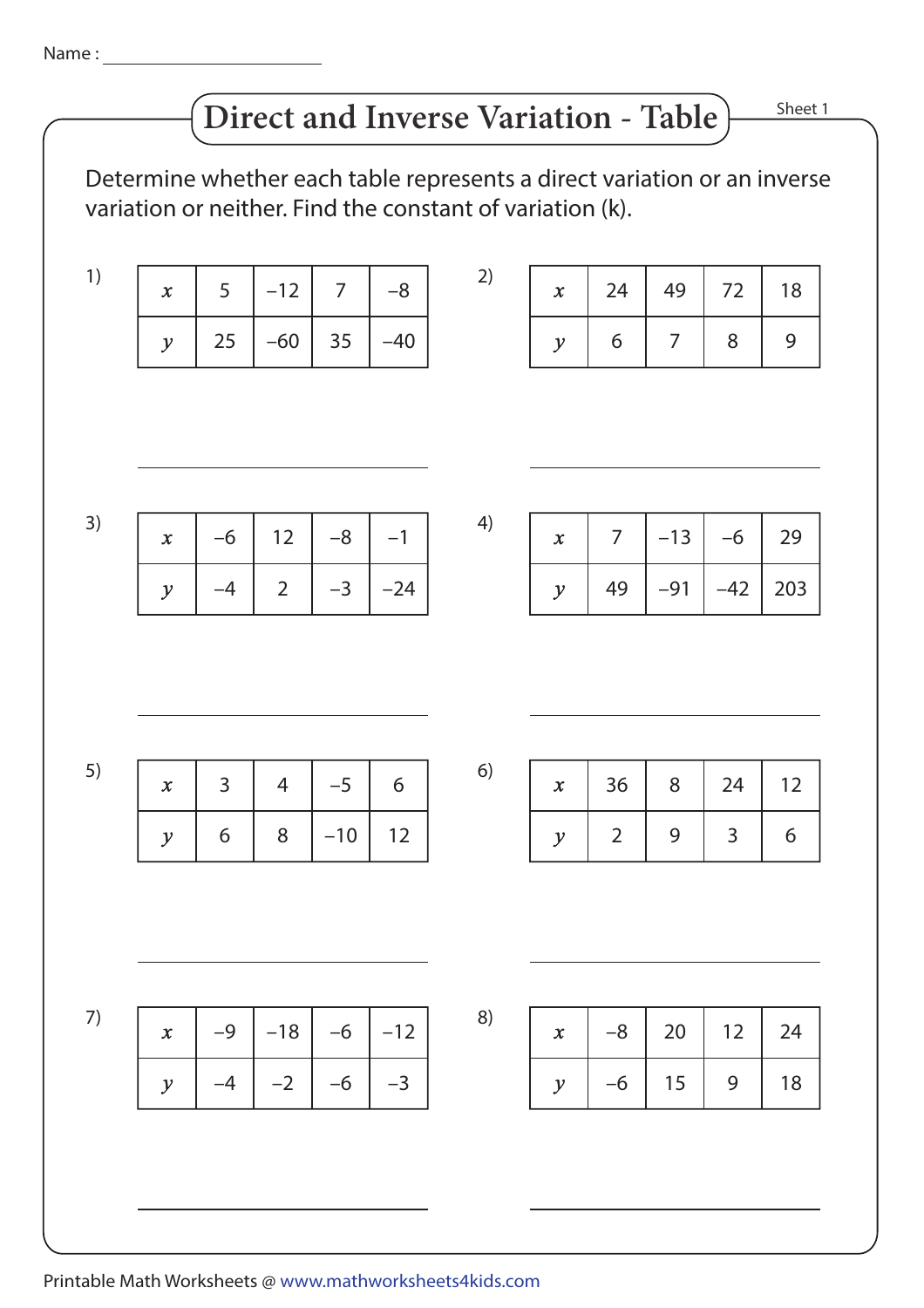Name : ______________________

# Direct and Inverse Variation - Table

Sheet 1

Determine whether each table represents a direct variation or an inverse variation or neither. Find the constant of variation (k).

1)

| $x$ | 5 | –12 | 7 | –8 |
|---|---|---|---|---|
| $y$ | 25 | –60 | 35 | –40 |

______________________

2)

| $x$ | 24 | 49 | 72 | 18 |
|---|---|---|---|---|
| $y$ | 6 | 7 | 8 | 9 |

______________________

3)

| $x$ | –6 | 12 | –8 | –1 |
|---|---|---|---|---|
| $y$ | –4 | 2 | –3 | –24 |

______________________

4)

| $x$ | 7 | –13 | –6 | 29 |
|---|---|---|---|---|
| $y$ | 49 | –91 | –42 | 203 |

______________________

5)

| $x$ | 3 | 4 | –5 | 6 |
|---|---|---|---|---|
| $y$ | 6 | 8 | –10 | 12 |

______________________

6)

| $x$ | 36 | 8 | 24 | 12 |
|---|---|---|---|---|
| $y$ | 2 | 9 | 3 | 6 |

______________________

7)

| $x$ | –9 | –18 | –6 | –12 |
|---|---|---|---|---|
| $y$ | –4 | –2 | –6 | –3 |

______________________

8)

| $x$ | –8 | 20 | 12 | 24 |
|---|---|---|---|---|
| $y$ | –6 | 15 | 9 | 18 |

______________________

Printable Math Worksheets @ www.mathworksheets4kids.com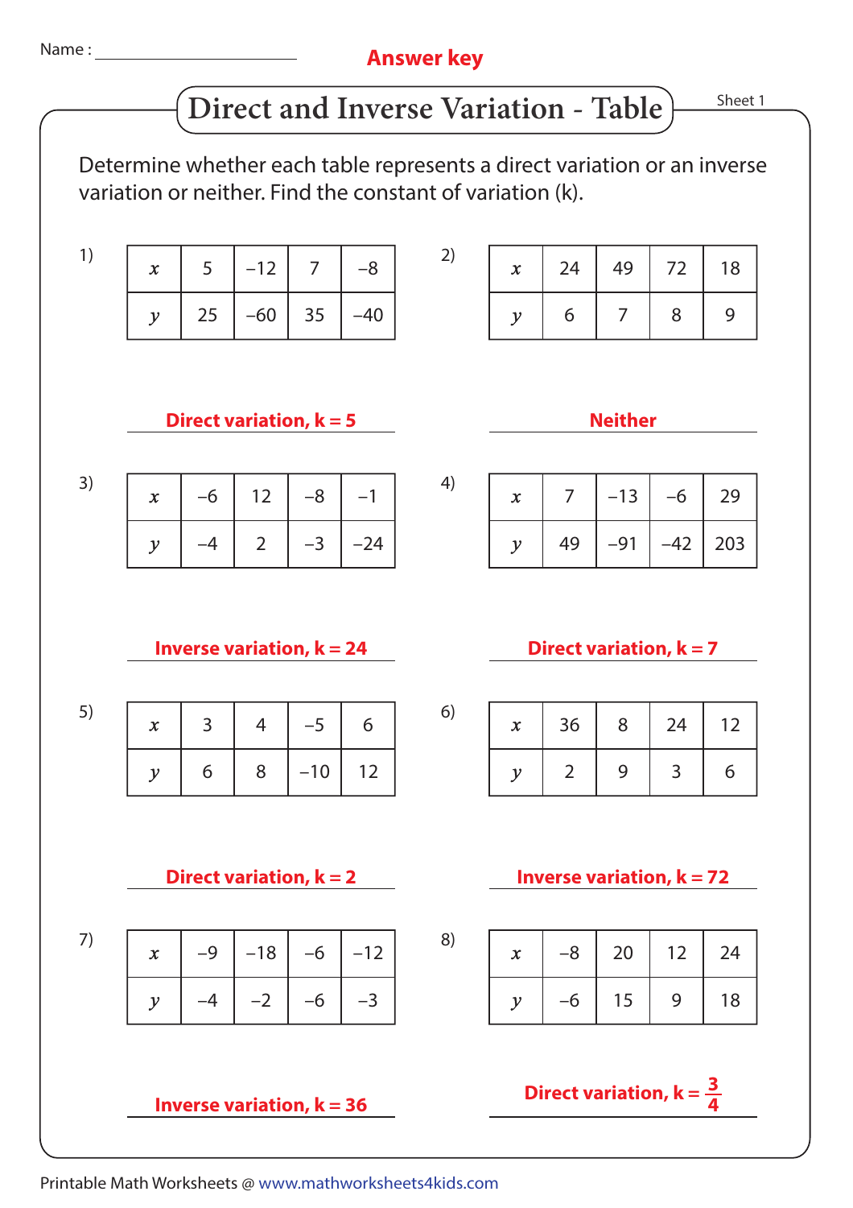Name : ____________________

**Answer key**

# Direct and Inverse Variation - Table

Sheet 1

Determine whether each table represents a direct variation or an inverse variation or neither. Find the constant of variation (k).

1)

| | | | | |
|---|---|---|---|---|
| $x$ | 5 | –12 | 7 | –8 |
| $y$ | 25 | –60 | 35 | –40 |

**Direct variation, k = 5**

2)

| | | | | |
|---|---|---|---|---|
| $x$ | 24 | 49 | 72 | 18 |
| $y$ | 6 | 7 | 8 | 9 |

**Neither**

3)

| | | | | |
|---|---|---|---|---|
| $x$ | –6 | 12 | –8 | –1 |
| $y$ | –4 | 2 | –3 | –24 |

**Inverse variation, k = 24**

4)

| | | | | |
|---|---|---|---|---|
| $x$ | 7 | –13 | –6 | 29 |
| $y$ | 49 | –91 | –42 | 203 |

**Direct variation, k = 7**

5)

| | | | | |
|---|---|---|---|---|
| $x$ | 3 | 4 | –5 | 6 |
| $y$ | 6 | 8 | –10 | 12 |

**Direct variation, k = 2**

6)

| | | | | |
|---|---|---|---|---|
| $x$ | 36 | 8 | 24 | 12 |
| $y$ | 2 | 9 | 3 | 6 |

**Inverse variation, k = 72**

7)

| | | | | |
|---|---|---|---|---|
| $x$ | –9 | –18 | –6 | –12 |
| $y$ | –4 | –2 | –6 | –3 |

**Inverse variation, k = 36**

8)

| | | | | |
|---|---|---|---|---|
| $x$ | –8 | 20 | 12 | 24 |
| $y$ | –6 | 15 | 9 | 18 |

**Direct variation, k =** $\frac{3}{4}$

Printable Math Worksheets @ www.mathworksheets4kids.com